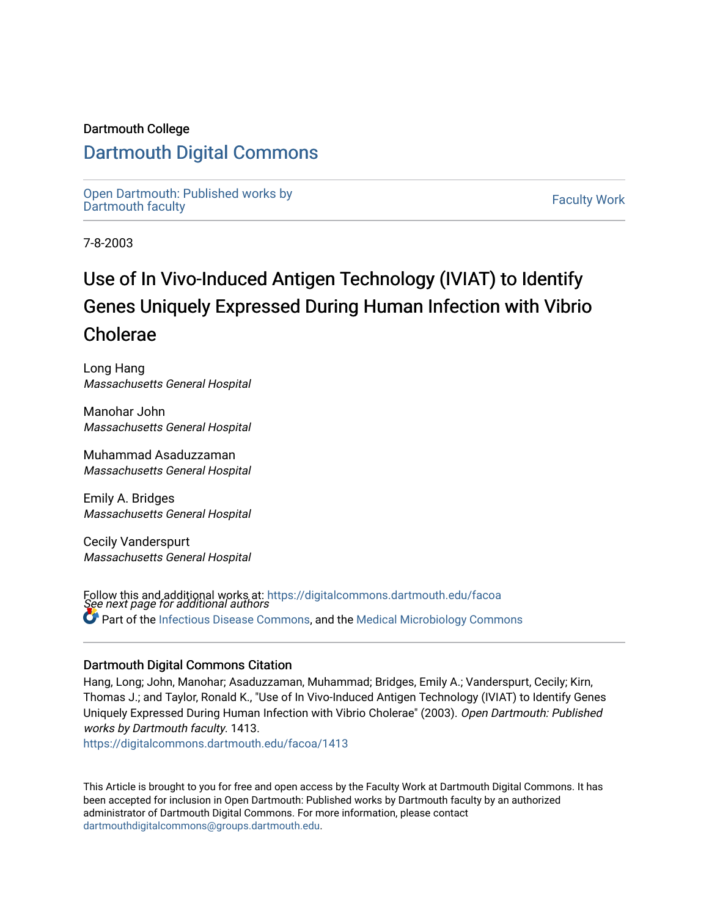Dartmouth College

# Dartmouth Digital Commons

Open Dartmouth: Published works by Dartmouth faculty

Faculty Work

7-8-2003

# Use of In Vivo-Induced Antigen Technology (IVIAT) to Identify Genes Uniquely Expressed During Human Infection with Vibrio Cholerae

Long Hang
*Massachusetts General Hospital*

Manohar John
*Massachusetts General Hospital*

Muhammad Asaduzzaman
*Massachusetts General Hospital*

Emily A. Bridges
*Massachusetts General Hospital*

Cecily Vanderspurt
*Massachusetts General Hospital*

*See next page for additional authors*

Follow this and additional works at: https://digitalcommons.dartmouth.edu/facoa

Part of the Infectious Disease Commons, and the Medical Microbiology Commons

### Dartmouth Digital Commons Citation

Hang, Long; John, Manohar; Asaduzzaman, Muhammad; Bridges, Emily A.; Vanderspurt, Cecily; Kirn, Thomas J.; and Taylor, Ronald K., "Use of In Vivo-Induced Antigen Technology (IVIAT) to Identify Genes Uniquely Expressed During Human Infection with Vibrio Cholerae" (2003). *Open Dartmouth: Published works by Dartmouth faculty*. 1413.
https://digitalcommons.dartmouth.edu/facoa/1413

This Article is brought to you for free and open access by the Faculty Work at Dartmouth Digital Commons. It has been accepted for inclusion in Open Dartmouth: Published works by Dartmouth faculty by an authorized administrator of Dartmouth Digital Commons. For more information, please contact dartmouthdigitalcommons@groups.dartmouth.edu.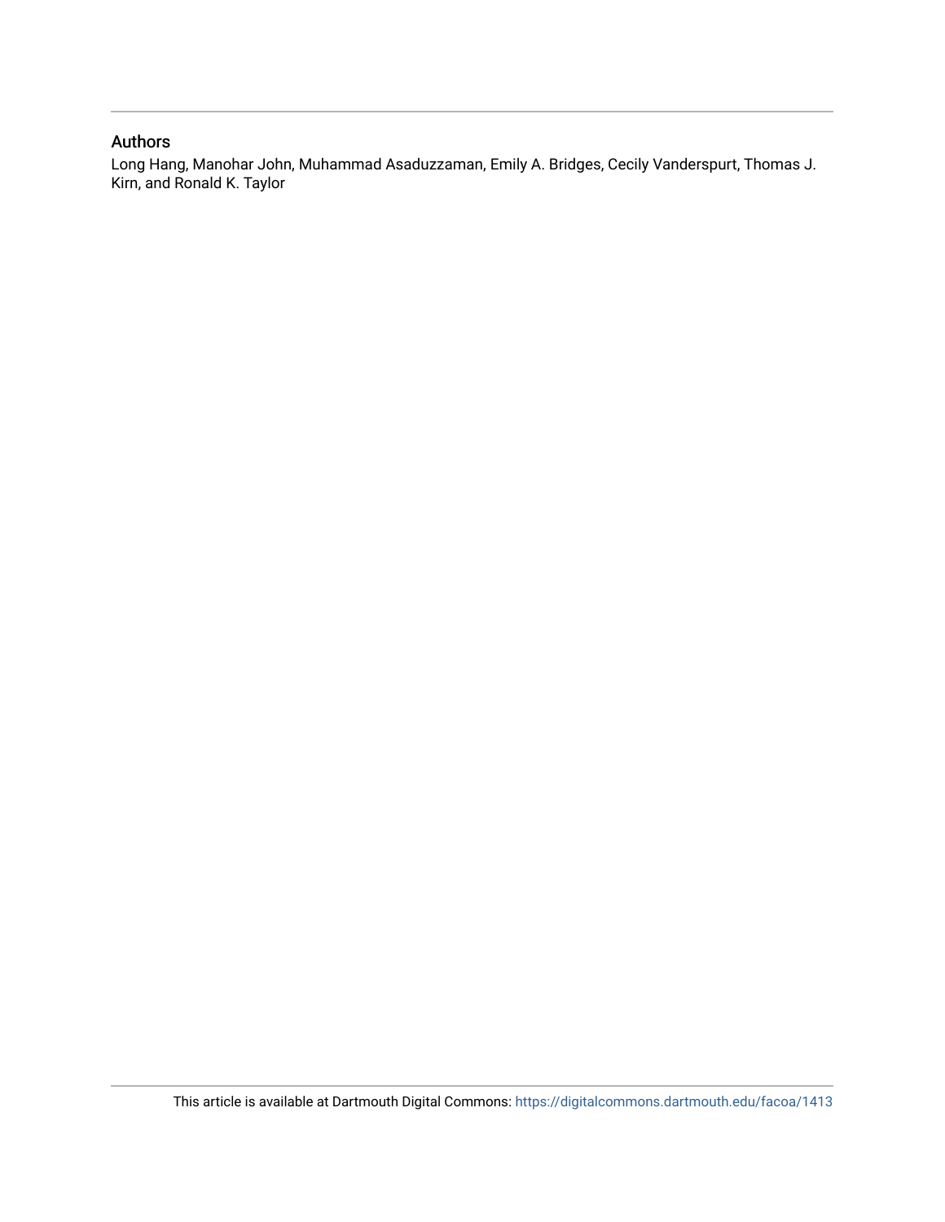## Authors

Long Hang, Manohar John, Muhammad Asaduzzaman, Emily A. Bridges, Cecily Vanderspurt, Thomas J. Kirn, and Ronald K. Taylor

This article is available at Dartmouth Digital Commons: https://digitalcommons.dartmouth.edu/facoa/1413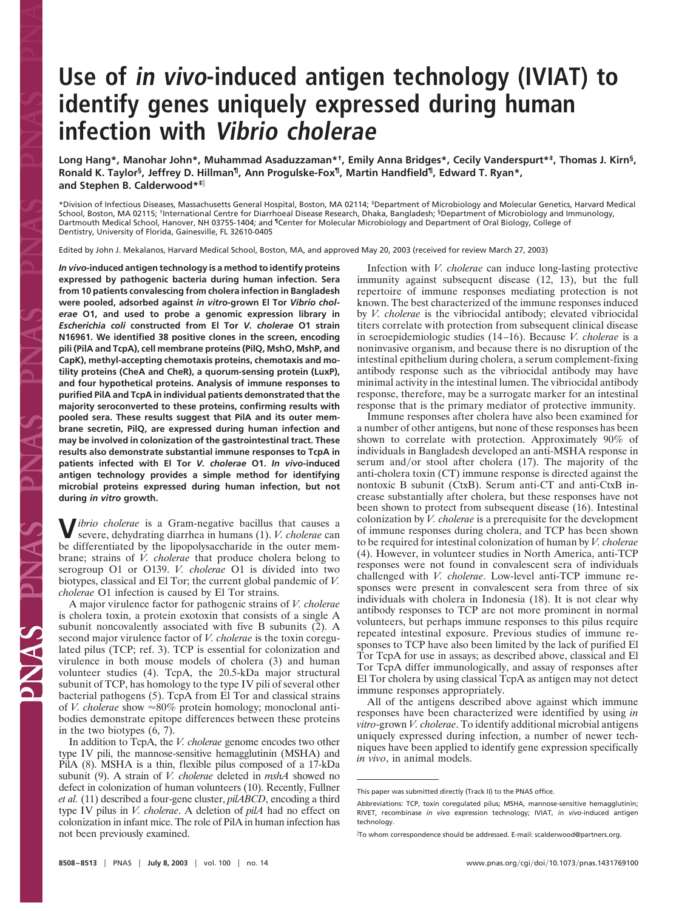# Use of *in vivo*-induced antigen technology (IVIAT) to identify genes uniquely expressed during human infection with *Vibrio cholerae*

**Long Hang*, Manohar John*, Muhammad Asaduzzaman*†, Emily Anna Bridges*, Cecily Vanderspurt*‡, Thomas J. Kirn§, Ronald K. Taylor§, Jeffrey D. Hillman¶, Ann Progulske-Fox¶, Martin Handfield¶, Edward T. Ryan*, and Stephen B. Calderwood*‡‖**

*Division of Infectious Diseases, Massachusetts General Hospital, Boston, MA 02114; ‡Department of Microbiology and Molecular Genetics, Harvard Medical School, Boston, MA 02115; †International Centre for Diarrhoeal Disease Research, Dhaka, Bangladesh; §Department of Microbiology and Immunology, Dartmouth Medical School, Hanover, NH 03755-1404; and ¶Center for Molecular Microbiology and Department of Oral Biology, College of Dentistry, University of Florida, Gainesville, FL 32610-0405

Edited by John J. Mekalanos, Harvard Medical School, Boston, MA, and approved May 20, 2003 (received for review March 27, 2003)

***In vivo*-induced antigen technology is a method to identify proteins expressed by pathogenic bacteria during human infection. Sera from 10 patients convalescing from cholera infection in Bangladesh were pooled, adsorbed against *in vitro*-grown El Tor *Vibrio cholerae* O1, and used to probe a genomic expression library in *Escherichia coli* constructed from El Tor *V. cholerae* O1 strain N16961. We identified 38 positive clones in the screen, encoding pili (PilA and TcpA), cell membrane proteins (PilQ, MshO, MshP, and CapK), methyl-accepting chemotaxis proteins, chemotaxis and motility proteins (CheA and CheR), a quorum-sensing protein (LuxP), and four hypothetical proteins. Analysis of immune responses to purified PilA and TcpA in individual patients demonstrated that the majority seroconverted to these proteins, confirming results with pooled sera. These results suggest that PilA and its outer membrane secretin, PilQ, are expressed during human infection and may be involved in colonization of the gastrointestinal tract. These results also demonstrate substantial immune responses to TcpA in patients infected with El Tor *V. cholerae* O1. *In vivo*-induced antigen technology provides a simple method for identifying microbial proteins expressed during human infection, but not during *in vitro* growth.**

*Vibrio cholerae* is a Gram-negative bacillus that causes a severe, dehydrating diarrhea in humans (1). *V. cholerae* can be differentiated by the lipopolysaccharide in the outer membrane; strains of *V. cholerae* that produce cholera belong to serogroup O1 or O139. *V. cholerae* O1 is divided into two biotypes, classical and El Tor; the current global pandemic of *V. cholerae* O1 infection is caused by El Tor strains.

A major virulence factor for pathogenic strains of *V. cholerae* is cholera toxin, a protein exotoxin that consists of a single A subunit noncovalently associated with five B subunits (2). A second major virulence factor of *V. cholerae* is the toxin coregulated pilus (TCP; ref. 3). TCP is essential for colonization and virulence in both mouse models of cholera (3) and human volunteer studies (4). TcpA, the 20.5-kDa major structural subunit of TCP, has homology to the type IV pili of several other bacterial pathogens (5). TcpA from El Tor and classical strains of *V. cholerae* show ≈80% protein homology; monoclonal antibodies demonstrate epitope differences between these proteins in the two biotypes (6, 7).

In addition to TcpA, the *V. cholerae* genome encodes two other type IV pili, the mannose-sensitive hemagglutinin (MSHA) and PilA (8). MSHA is a thin, flexible pilus composed of a 17-kDa subunit (9). A strain of *V. cholerae* deleted in *mshA* showed no defect in colonization of human volunteers (10). Recently, Fullner *et al.* (11) described a four-gene cluster, *pilABCD*, encoding a third type IV pilus in *V. cholerae*. A deletion of *pilA* had no effect on colonization in infant mice. The role of PilA in human infection has not been previously examined.

Infection with *V. cholerae* can induce long-lasting protective immunity against subsequent disease (12, 13), but the full repertoire of immune responses mediating protection is not known. The best characterized of the immune responses induced by *V. cholerae* is the vibriocidal antibody; elevated vibriocidal titers correlate with protection from subsequent clinical disease in seroepidemiologic studies (14–16). Because *V. cholerae* is a noninvasive organism, and because there is no disruption of the intestinal epithelium during cholera, a serum complement-fixing antibody response such as the vibriocidal antibody may have minimal activity in the intestinal lumen. The vibriocidal antibody response, therefore, may be a surrogate marker for an intestinal response that is the primary mediator of protective immunity.

Immune responses after cholera have also been examined for a number of other antigens, but none of these responses has been shown to correlate with protection. Approximately 90% of individuals in Bangladesh developed an anti-MSHA response in serum and/or stool after cholera (17). The majority of the anti-cholera toxin (CT) immune response is directed against the nontoxic B subunit (CtxB). Serum anti-CT and anti-CtxB increase substantially after cholera, but these responses have not been shown to protect from subsequent disease (16). Intestinal colonization by *V. cholerae* is a prerequisite for the development of immune responses during cholera, and TCP has been shown to be required for intestinal colonization of human by *V. cholerae* (4). However, in volunteer studies in North America, anti-TCP responses were not found in convalescent sera of individuals challenged with *V. cholerae*. Low-level anti-TCP immune responses were present in convalescent sera from three of six individuals with cholera in Indonesia (18). It is not clear why antibody responses to TCP are not more prominent in normal volunteers, but perhaps immune responses to this pilus require repeated intestinal exposure. Previous studies of immune responses to TCP have also been limited by the lack of purified El Tor TcpA for use in assays; as described above, classical and El Tor TcpA differ immunologically, and assay of responses after El Tor cholera by using classical TcpA as antigen may not detect immune responses appropriately.

All of the antigens described above against which immune responses have been characterized were identified by using *in vitro*-grown *V. cholerae*. To identify additional microbial antigens uniquely expressed during infection, a number of newer techniques have been applied to identify gene expression specifically *in vivo*, in animal models.

This paper was submitted directly (Track II) to the PNAS office.

Abbreviations: TCP, toxin coregulated pilus; MSHA, mannose-sensitive hemagglutinin; RIVET, recombinase *in vivo* expression technology; IVIAT, *in vivo*-induced antigen technology.

‖To whom correspondence should be addressed. E-mail: scalderwood@partners.org.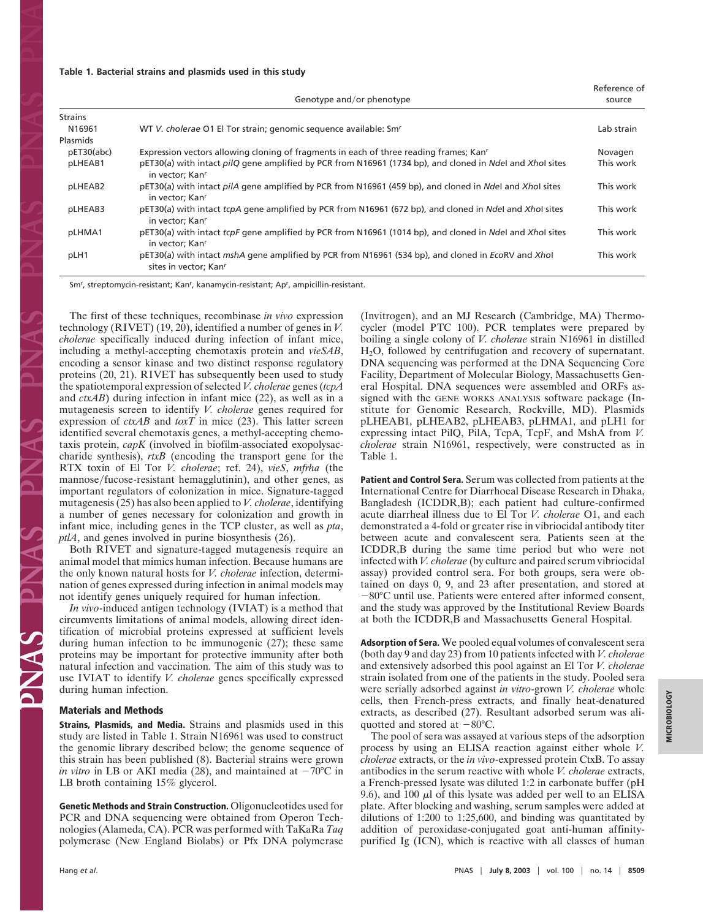**Table 1. Bacterial strains and plasmids used in this study**

| | Genotype and/or phenotype | Reference of source |
|---|---|---|
| Strains | | |
| N16961 | WT *V. cholerae* O1 El Tor strain; genomic sequence available: Sm$^r$ | Lab strain |
| Plasmids | | |
| pET30(abc) | Expression vectors allowing cloning of fragments in each of three reading frames; Kan$^r$ | Novagen |
| pLHEAB1 | pET30(a) with intact *pilQ* gene amplified by PCR from N16961 (1734 bp), and cloned in *Nde*I and *Xho*I sites in vector; Kan$^r$ | This work |
| pLHEAB2 | pET30(a) with intact *pilA* gene amplified by PCR from N16961 (459 bp), and cloned in *Nde*I and *Xho*I sites in vector; Kan$^r$ | This work |
| pLHEAB3 | pET30(a) with intact *tcpA* gene amplified by PCR from N16961 (672 bp), and cloned in *Nde*I and *Xho*I sites in vector; Kan$^r$ | This work |
| pLHMA1 | pET30(a) with intact *tcpF* gene amplified by PCR from N16961 (1014 bp), and cloned in *Nde*I and *Xho*I sites in vector; Kan$^r$ | This work |
| pLH1 | pET30(a) with intact *mshA* gene amplified by PCR from N16961 (534 bp), and cloned in *Eco*RV and *Xho*I sites in vector; Kan$^r$ | This work |

Sm$^r$, streptomycin-resistant; Kan$^r$, kanamycin-resistant; Ap$^r$, ampicillin-resistant.

The first of these techniques, recombinase *in vivo* expression technology (RIVET) (19, 20), identified a number of genes in *V. cholerae* specifically induced during infection of infant mice, including a methyl-accepting chemotaxis protein and *vieSAB*, encoding a sensor kinase and two distinct response regulatory proteins (20, 21). RIVET has subsequently been used to study the spatiotemporal expression of selected *V. cholerae* genes (*tcpA* and *ctxAB*) during infection in infant mice (22), as well as in a mutagenesis screen to identify *V. cholerae* genes required for expression of *ctxAB* and *toxT* in mice (23). This latter screen identified several chemotaxis genes, a methyl-accepting chemotaxis protein, *capK* (involved in biofilm-associated exopolysaccharide synthesis), *rtxB* (encoding the transport gene for the RTX toxin of El Tor *V. cholerae*; ref. 24), *vieS*, *mfrha* (the mannose/fucose-resistant hemagglutinin), and other genes, as important regulators of colonization in mice. Signature-tagged mutagenesis (25) has also been applied to *V. cholerae*, identifying a number of genes necessary for colonization and growth in infant mice, including genes in the TCP cluster, as well as *pta*, *ptlA*, and genes involved in purine biosynthesis (26).

Both RIVET and signature-tagged mutagenesis require an animal model that mimics human infection. Because humans are the only known natural hosts for *V. cholerae* infection, determination of genes expressed during infection in animal models may not identify genes uniquely required for human infection.

*In vivo*-induced antigen technology (IVIAT) is a method that circumvents limitations of animal models, allowing direct identification of microbial proteins expressed at sufficient levels during human infection to be immunogenic (27); these same proteins may be important for protective immunity after both natural infection and vaccination. The aim of this study was to use IVIAT to identify *V. cholerae* genes specifically expressed during human infection.

## Materials and Methods

**Strains, Plasmids, and Media.** Strains and plasmids used in this study are listed in Table 1. Strain N16961 was used to construct the genomic library described below; the genome sequence of this strain has been published (8). Bacterial strains were grown *in vitro* in LB or AKI media (28), and maintained at −70°C in LB broth containing 15% glycerol.

**Genetic Methods and Strain Construction.** Oligonucleotides used for PCR and DNA sequencing were obtained from Operon Technologies (Alameda, CA). PCR was performed with TaKaRa *Taq* polymerase (New England Biolabs) or Pfx DNA polymerase (Invitrogen), and an MJ Research (Cambridge, MA) Thermocycler (model PTC 100). PCR templates were prepared by boiling a single colony of *V. cholerae* strain N16961 in distilled $H_2O$, followed by centrifugation and recovery of supernatant. DNA sequencing was performed at the DNA Sequencing Core Facility, Department of Molecular Biology, Massachusetts General Hospital. DNA sequences were assembled and ORFs assigned with the GENE WORKS ANALYSIS software package (Institute for Genomic Research, Rockville, MD). Plasmids pLHEAB1, pLHEAB2, pLHEAB3, pLHMA1, and pLH1 for expressing intact PilQ, PilA, TcpA, TcpF, and MshA from *V. cholerae* strain N16961, respectively, were constructed as in Table 1.

**Patient and Control Sera.** Serum was collected from patients at the International Centre for Diarrhoeal Disease Research in Dhaka, Bangladesh (ICDDR,B); each patient had culture-confirmed acute diarrheal illness due to El Tor *V. cholerae* O1, and each demonstrated a 4-fold or greater rise in vibriocidal antibody titer between acute and convalescent sera. Patients seen at the ICDDR,B during the same time period but who were not infected with *V. cholerae* (by culture and paired serum vibriocidal assay) provided control sera. For both groups, sera were obtained on days 0, 9, and 23 after presentation, and stored at −80°C until use. Patients were entered after informed consent, and the study was approved by the Institutional Review Boards at both the ICDDR,B and Massachusetts General Hospital.

**Adsorption of Sera.** We pooled equal volumes of convalescent sera (both day 9 and day 23) from 10 patients infected with *V. cholerae* and extensively adsorbed this pool against an El Tor *V. cholerae* strain isolated from one of the patients in the study. Pooled sera were serially adsorbed against *in vitro*-grown *V. cholerae* whole cells, then French-press extracts, and finally heat-denatured extracts, as described (27). Resultant adsorbed serum was aliquoted and stored at −80°C.

The pool of sera was assayed at various steps of the adsorption process by using an ELISA reaction against either whole *V. cholerae* extracts, or the *in vivo*-expressed protein CtxB. To assay antibodies in the serum reactive with whole *V. cholerae* extracts, a French-pressed lysate was diluted 1:2 in carbonate buffer (pH 9.6), and 100 μl of this lysate was added per well to an ELISA plate. After blocking and washing, serum samples were added at dilutions of 1:200 to 1:25,600, and binding was quantitated by addition of peroxidase-conjugated goat anti-human affinity-purified Ig (ICN), which is reactive with all classes of human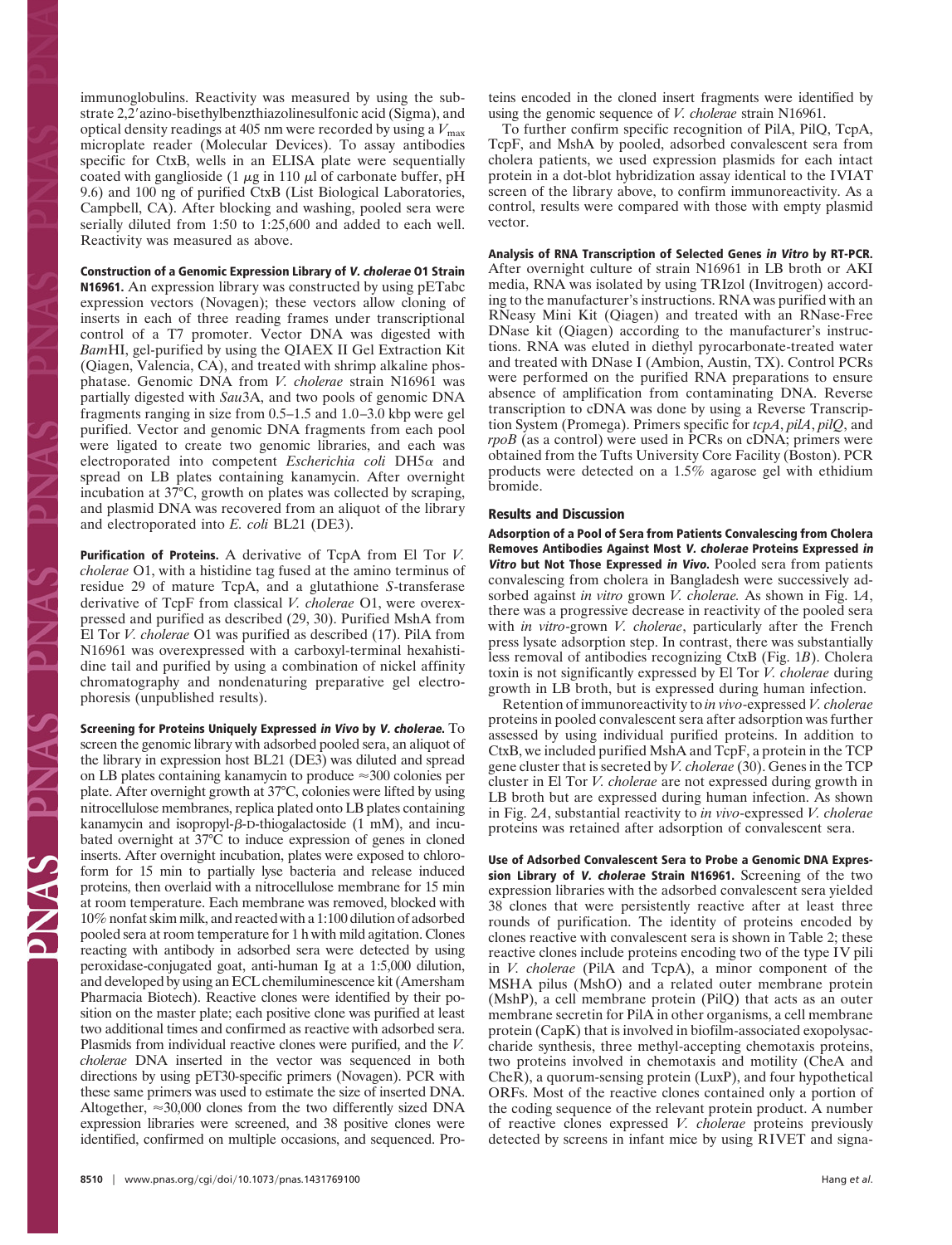immunoglobulins. Reactivity was measured by using the substrate 2,2′azino-bisethylbenzthiazolinesulfonic acid (Sigma), and optical density readings at 405 nm were recorded by using a $V_{max}$ microplate reader (Molecular Devices). To assay antibodies specific for CtxB, wells in an ELISA plate were sequentially coated with ganglioside (1 μg in 110 μl of carbonate buffer, pH 9.6) and 100 ng of purified CtxB (List Biological Laboratories, Campbell, CA). After blocking and washing, pooled sera were serially diluted from 1:50 to 1:25,600 and added to each well. Reactivity was measured as above.

**Construction of a Genomic Expression Library of *V. cholerae* O1 Strain N16961.** An expression library was constructed by using pETabc expression vectors (Novagen); these vectors allow cloning of inserts in each of three reading frames under transcriptional control of a T7 promoter. Vector DNA was digested with *Bam*HI, gel-purified by using the QIAEX II Gel Extraction Kit (Qiagen, Valencia, CA), and treated with shrimp alkaline phosphatase. Genomic DNA from *V. cholerae* strain N16961 was partially digested with *Sau*3A, and two pools of genomic DNA fragments ranging in size from 0.5–1.5 and 1.0–3.0 kbp were gel purified. Vector and genomic DNA fragments from each pool were ligated to create two genomic libraries, and each was electroporated into competent *Escherichia coli* DH5α and spread on LB plates containing kanamycin. After overnight incubation at 37°C, growth on plates was collected by scraping, and plasmid DNA was recovered from an aliquot of the library and electroporated into *E. coli* BL21 (DE3).

**Purification of Proteins.** A derivative of TcpA from El Tor *V. cholerae* O1, with a histidine tag fused at the amino terminus of residue 29 of mature TcpA, and a glutathione *S*-transferase derivative of TcpF from classical *V. cholerae* O1, were overexpressed and purified as described (29, 30). Purified MshA from El Tor *V. cholerae* O1 was purified as described (17). PilA from N16961 was overexpressed with a carboxyl-terminal hexahistidine tail and purified by using a combination of nickel affinity chromatography and nondenaturing preparative gel electrophoresis (unpublished results).

**Screening for Proteins Uniquely Expressed *in Vivo* by *V. cholerae*.** To screen the genomic library with adsorbed pooled sera, an aliquot of the library in expression host BL21 (DE3) was diluted and spread on LB plates containing kanamycin to produce ≈300 colonies per plate. After overnight growth at 37°C, colonies were lifted by using nitrocellulose membranes, replica plated onto LB plates containing kanamycin and isopropyl-β-D-thiogalactoside (1 mM), and incubated overnight at 37°C to induce expression of genes in cloned inserts. After overnight incubation, plates were exposed to chloroform for 15 min to partially lyse bacteria and release induced proteins, then overlaid with a nitrocellulose membrane for 15 min at room temperature. Each membrane was removed, blocked with 10% nonfat skim milk, and reacted with a 1:100 dilution of adsorbed pooled sera at room temperature for 1 h with mild agitation. Clones reacting with antibody in adsorbed sera were detected by using peroxidase-conjugated goat, anti-human Ig at a 1:5,000 dilution, and developed by using an ECL chemiluminescence kit (Amersham Pharmacia Biotech). Reactive clones were identified by their position on the master plate; each positive clone was purified at least two additional times and confirmed as reactive with adsorbed sera. Plasmids from individual reactive clones were purified, and the *V. cholerae* DNA inserted in the vector was sequenced in both directions by using pET30-specific primers (Novagen). PCR with these same primers was used to estimate the size of inserted DNA. Altogether, ≈30,000 clones from the two differently sized DNA expression libraries were screened, and 38 positive clones were identified, confirmed on multiple occasions, and sequenced. Proteins encoded in the cloned insert fragments were identified by using the genomic sequence of *V. cholerae* strain N16961.

To further confirm specific recognition of PilA, PilQ, TcpA, TcpF, and MshA by pooled, adsorbed convalescent sera from cholera patients, we used expression plasmids for each intact protein in a dot-blot hybridization assay identical to the IVIAT screen of the library above, to confirm immunoreactivity. As a control, results were compared with those with empty plasmid vector.

**Analysis of RNA Transcription of Selected Genes *in Vitro* by RT-PCR.** After overnight culture of strain N16961 in LB broth or AKI media, RNA was isolated by using TRIzol (Invitrogen) according to the manufacturer's instructions. RNA was purified with an RNeasy Mini Kit (Qiagen) and treated with an RNase-Free DNase kit (Qiagen) according to the manufacturer's instructions. RNA was eluted in diethyl pyrocarbonate-treated water and treated with DNase I (Ambion, Austin, TX). Control PCRs were performed on the purified RNA preparations to ensure absence of amplification from contaminating DNA. Reverse transcription to cDNA was done by using a Reverse Transcription System (Promega). Primers specific for *tcpA*, *pilA*, *pilQ*, and *rpoB* (as a control) were used in PCRs on cDNA; primers were obtained from the Tufts University Core Facility (Boston). PCR products were detected on a 1.5% agarose gel with ethidium bromide.

## Results and Discussion

**Adsorption of a Pool of Sera from Patients Convalescing from Cholera Removes Antibodies Against Most *V. cholerae* Proteins Expressed *in Vitro* but Not Those Expressed *in Vivo*.** Pooled sera from patients convalescing from cholera in Bangladesh were successively adsorbed against *in vitro* grown *V. cholerae.* As shown in Fig. 1*A*, there was a progressive decrease in reactivity of the pooled sera with *in vitro*-grown *V. cholerae*, particularly after the French press lysate adsorption step. In contrast, there was substantially less removal of antibodies recognizing CtxB (Fig. 1*B*). Cholera toxin is not significantly expressed by El Tor *V. cholerae* during growth in LB broth, but is expressed during human infection.

Retention of immunoreactivity to *in vivo*-expressed *V. cholerae* proteins in pooled convalescent sera after adsorption was further assessed by using individual purified proteins. In addition to CtxB, we included purified MshA and TcpF, a protein in the TCP gene cluster that is secreted by *V. cholerae* (30). Genes in the TCP cluster in El Tor *V. cholerae* are not expressed during growth in LB broth but are expressed during human infection. As shown in Fig. 2*A*, substantial reactivity to *in vivo*-expressed *V. cholerae* proteins was retained after adsorption of convalescent sera.

**Use of Adsorbed Convalescent Sera to Probe a Genomic DNA Expression Library of *V. cholerae* Strain N16961.** Screening of the two expression libraries with the adsorbed convalescent sera yielded 38 clones that were persistently reactive after at least three rounds of purification. The identity of proteins encoded by clones reactive with convalescent sera is shown in Table 2; these reactive clones include proteins encoding two of the type IV pili in *V. cholerae* (PilA and TcpA), a minor component of the MSHA pilus (MshO) and a related outer membrane protein (MshP), a cell membrane protein (PilQ) that acts as an outer membrane secretin for PilA in other organisms, a cell membrane protein (CapK) that is involved in biofilm-associated exopolysaccharide synthesis, three methyl-accepting chemotaxis proteins, two proteins involved in chemotaxis and motility (CheA and CheR), a quorum-sensing protein (LuxP), and four hypothetical ORFs. Most of the reactive clones contained only a portion of the coding sequence of the relevant protein product. A number of reactive clones expressed *V. cholerae* proteins previously detected by screens in infant mice by using RIVET and signa-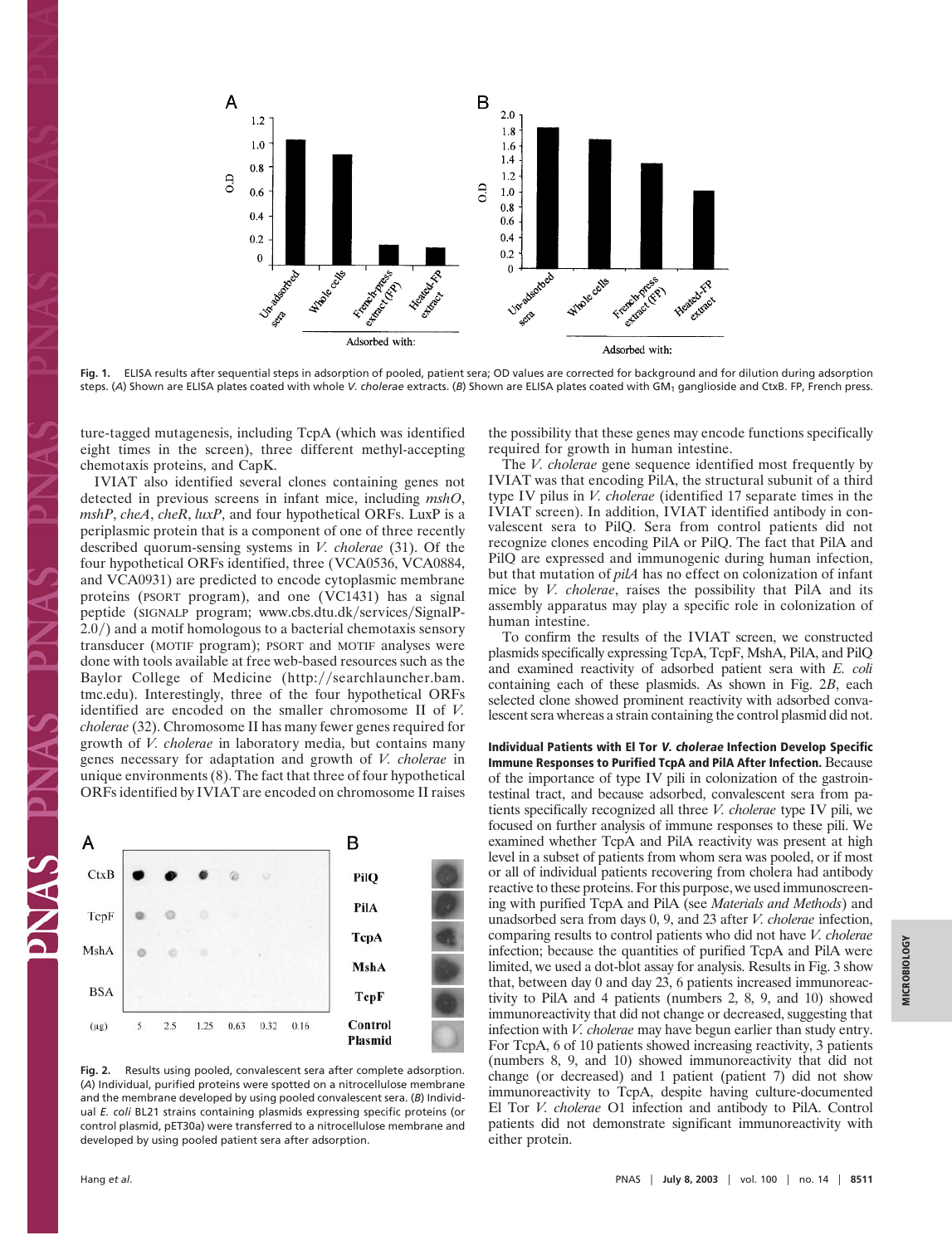Fig. 1. ELISA results after sequential steps in adsorption of pooled, patient sera; OD values are corrected for background and for dilution during adsorption steps. (*A*) Shown are ELISA plates coated with whole *V. cholerae* extracts. (*B*) Shown are ELISA plates coated with $GM_1$ ganglioside and CtxB. FP, French press.

ture-tagged mutagenesis, including TcpA (which was identified eight times in the screen), three different methyl-accepting chemotaxis proteins, and CapK.

IVIAT also identified several clones containing genes not detected in previous screens in infant mice, including *mshO*, *mshP*, *cheA*, *cheR*, *luxP*, and four hypothetical ORFs. LuxP is a periplasmic protein that is a component of one of three recently described quorum-sensing systems in *V. cholerae* (31). Of the four hypothetical ORFs identified, three (VCA0536, VCA0884, and VCA0931) are predicted to encode cytoplasmic membrane proteins (PSORT program), and one (VC1431) has a signal peptide (SIGNALP program; www.cbs.dtu.dk/services/SignalP-2.0/) and a motif homologous to a bacterial chemotaxis sensory transducer (MOTIF program); PSORT and MOTIF analyses were done with tools available at free web-based resources such as the Baylor College of Medicine (http://searchlauncher.bam.tmc.edu). Interestingly, three of the four hypothetical ORFs identified are encoded on the smaller chromosome II of *V. cholerae* (32). Chromosome II has many fewer genes required for growth of *V. cholerae* in laboratory media, but contains many genes necessary for adaptation and growth of *V. cholerae* in unique environments (8). The fact that three of four hypothetical ORFs identified by IVIAT are encoded on chromosome II raises the possibility that these genes may encode functions specifically required for growth in human intestine.

The *V. cholerae* gene sequence identified most frequently by IVIAT was that encoding PilA, the structural subunit of a third type IV pilus in *V. cholerae* (identified 17 separate times in the IVIAT screen). In addition, IVIAT identified antibody in convalescent sera to PilQ. Sera from control patients did not recognize clones encoding PilA or PilQ. The fact that PilA and PilQ are expressed and immunogenic during human infection, but that mutation of *pilA* has no effect on colonization of infant mice by *V. cholerae*, raises the possibility that PilA and its assembly apparatus may play a specific role in colonization of human intestine.

To confirm the results of the IVIAT screen, we constructed plasmids specifically expressing TcpA, TcpF, MshA, PilA, and PilQ and examined reactivity of adsorbed patient sera with *E. coli* containing each of these plasmids. As shown in Fig. 2*B*, each selected clone showed prominent reactivity with adsorbed convalescent sera whereas a strain containing the control plasmid did not.

Fig. 2. Results using pooled, convalescent sera after complete adsorption. (*A*) Individual, purified proteins were spotted on a nitrocellulose membrane and the membrane developed by using pooled convalescent sera. (*B*) Individual *E. coli* BL21 strains containing plasmids expressing specific proteins (or control plasmid, pET30a) were transferred to a nitrocellulose membrane and developed by using pooled patient sera after adsorption.

**Individual Patients with El Tor *V. cholerae* Infection Develop Specific Immune Responses to Purified TcpA and PilA After Infection.** Because of the importance of type IV pili in colonization of the gastrointestinal tract, and because adsorbed, convalescent sera from patients specifically recognized all three *V. cholerae* type IV pili, we focused on further analysis of immune responses to these pili. We examined whether TcpA and PilA reactivity was present at high level in a subset of patients from whom sera was pooled, or if most or all of individual patients recovering from cholera had antibody reactive to these proteins. For this purpose, we used immunoscreening with purified TcpA and PilA (see *Materials and Methods*) and unadsorbed sera from days 0, 9, and 23 after *V. cholerae* infection, comparing results to control patients who did not have *V. cholerae* infection; because the quantities of purified TcpA and PilA were limited, we used a dot-blot assay for analysis. Results in Fig. 3 show that, between day 0 and day 23, 6 patients increased immunoreactivity to PilA and 4 patients (numbers 2, 8, 9, and 10) showed immunoreactivity that did not change or decreased, suggesting that infection with *V. cholerae* may have begun earlier than study entry. For TcpA, 6 of 10 patients showed increasing reactivity, 3 patients (numbers 8, 9, and 10) showed immunoreactivity that did not change (or decreased) and 1 patient (patient 7) did not show immunoreactivity to TcpA, despite having culture-documented El Tor *V. cholerae* O1 infection and antibody to PilA. Control patients did not demonstrate significant immunoreactivity with either protein.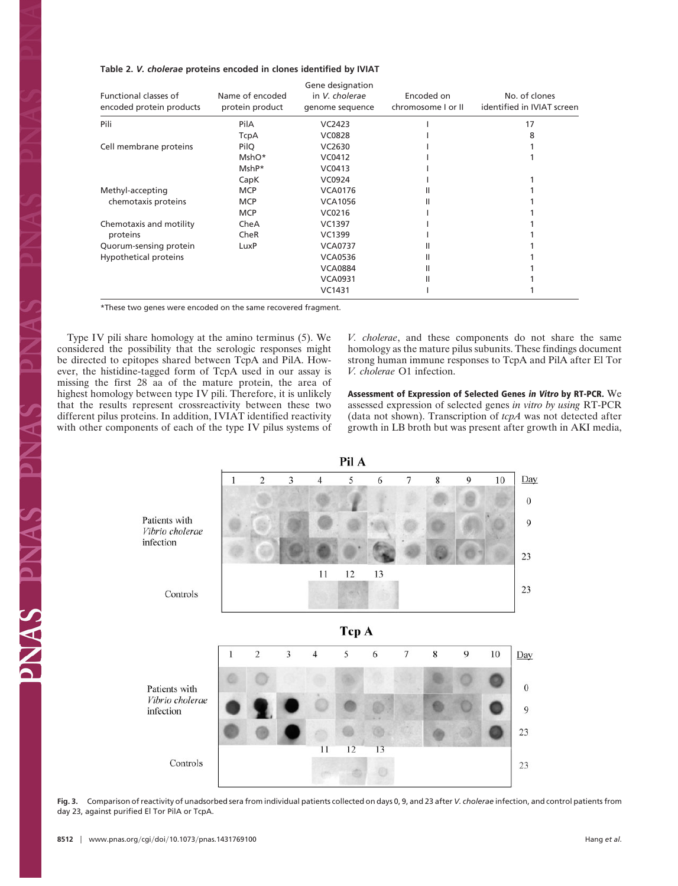**Table 2. *V. cholerae* proteins encoded in clones identified by IVIAT**

| Functional classes of encoded protein products | Name of encoded protein product | Gene designation in *V. cholerae* genome sequence | Encoded on chromosome I or II | No. of clones identified in IVIAT screen |
|---|---|---|---|---|
| Pili | PilA | VC2423 | I | 17 |
| | TcpA | VC0828 | I | 8 |
| Cell membrane proteins | PilQ | VC2630 | I | 1 |
| | MshO* | VC0412 | I | 1 |
| | MshP* | VC0413 | I | |
| | CapK | VC0924 | I | 1 |
| Methyl-accepting chemotaxis proteins | MCP | VCA0176 | II | 1 |
| | MCP | VCA1056 | II | 1 |
| | MCP | VC0216 | I | 1 |
| Chemotaxis and motility proteins | CheA | VC1397 | I | 1 |
| | CheR | VC1399 | I | 1 |
| Quorum-sensing protein | LuxP | VCA0737 | II | 1 |
| Hypothetical proteins | | VCA0536 | II | 1 |
| | | VCA0884 | II | 1 |
| | | VCA0931 | II | 1 |
| | | VC1431 | I | 1 |

*These two genes were encoded on the same recovered fragment.

Type IV pili share homology at the amino terminus (5). We considered the possibility that the serologic responses might be directed to epitopes shared between TcpA and PilA. However, the histidine-tagged form of TcpA used in our assay is missing the first 28 aa of the mature protein, the area of highest homology between type IV pili. Therefore, it is unlikely that the results represent crossreactivity between these two different pilus proteins. In addition, IVIAT identified reactivity with other components of each of the type IV pilus systems of *V. cholerae*, and these components do not share the same homology as the mature pilus subunits. These findings document strong human immune responses to TcpA and PilA after El Tor *V. cholerae* O1 infection.

**Assessment of Expression of Selected Genes *in Vitro* by RT-PCR.** We assessed expression of selected genes *in vitro by* using RT-PCR (data not shown). Transcription of *tcpA* was not detected after growth in LB broth but was present after growth in AKI media,

**Fig. 3.** Comparison of reactivity of unadsorbed sera from individual patients collected on days 0, 9, and 23 after *V. cholerae* infection, and control patients from day 23, against purified El Tor PilA or TcpA.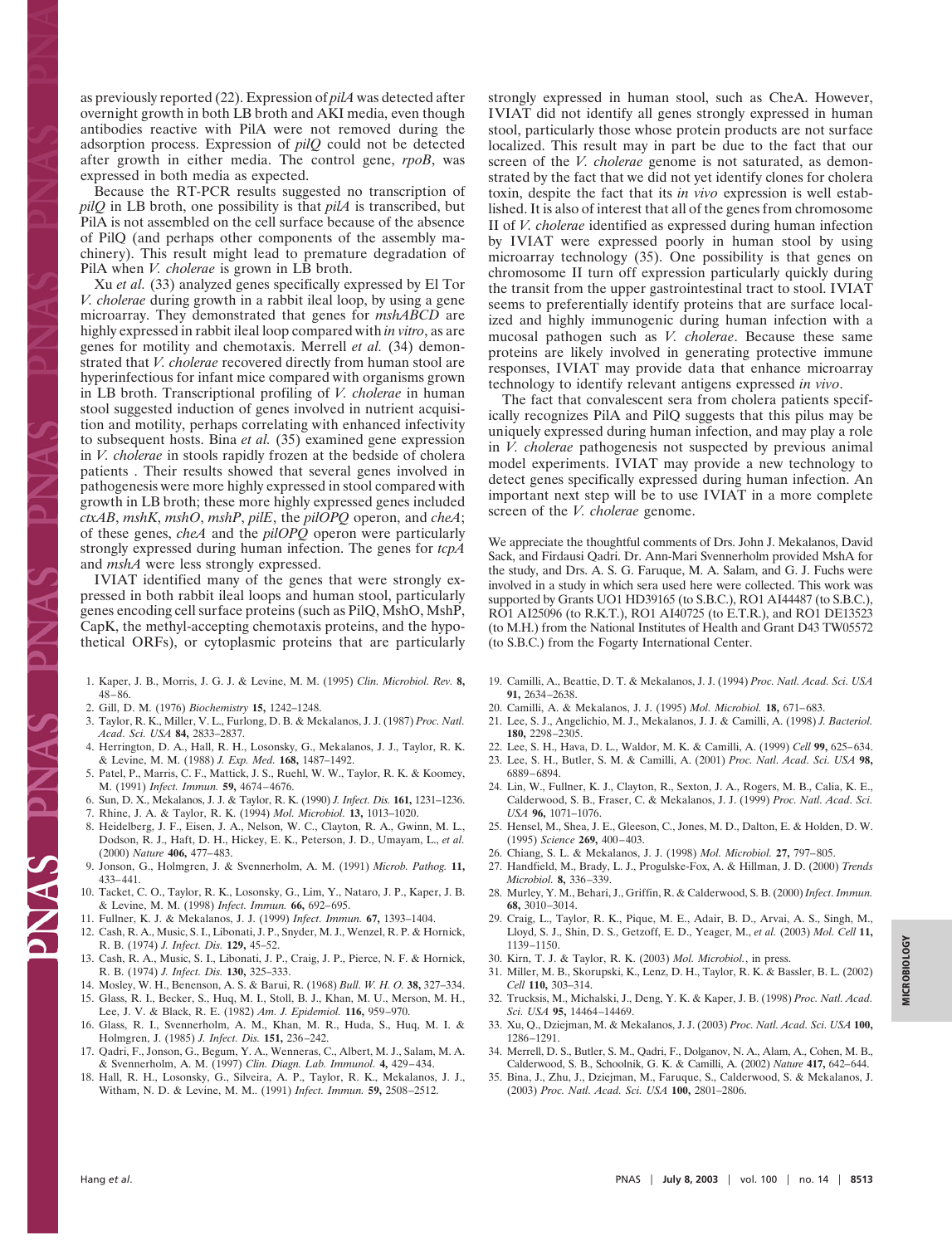as previously reported (22). Expression of *pilA* was detected after overnight growth in both LB broth and AKI media, even though antibodies reactive with PilA were not removed during the adsorption process. Expression of *pilQ* could not be detected after growth in either media. The control gene, *rpoB*, was expressed in both media as expected.

Because the RT-PCR results suggested no transcription of *pilQ* in LB broth, one possibility is that *pilA* is transcribed, but PilA is not assembled on the cell surface because of the absence of PilQ (and perhaps other components of the assembly machinery). This result might lead to premature degradation of PilA when *V. cholerae* is grown in LB broth.

Xu *et al.* (33) analyzed genes specifically expressed by El Tor *V. cholerae* during growth in a rabbit ileal loop, by using a gene microarray. They demonstrated that genes for *mshABCD* are highly expressed in rabbit ileal loop compared with *in vitro*, as are genes for motility and chemotaxis. Merrell *et al.* (34) demonstrated that *V. cholerae* recovered directly from human stool are hyperinfectious for infant mice compared with organisms grown in LB broth. Transcriptional profiling of *V. cholerae* in human stool suggested induction of genes involved in nutrient acquisition and motility, perhaps correlating with enhanced infectivity to subsequent hosts. Bina *et al.* (35) examined gene expression in *V. cholerae* in stools rapidly frozen at the bedside of cholera patients . Their results showed that several genes involved in pathogenesis were more highly expressed in stool compared with growth in LB broth; these more highly expressed genes included *ctxAB*, *mshK*, *mshO*, *mshP*, *pilE*, the *pilOPQ* operon, and *cheA*; of these genes, *cheA* and the *pilOPQ* operon were particularly strongly expressed during human infection. The genes for *tcpA* and *mshA* were less strongly expressed.

IVIAT identified many of the genes that were strongly expressed in both rabbit ileal loops and human stool, particularly genes encoding cell surface proteins (such as PilQ, MshO, MshP, CapK, the methyl-accepting chemotaxis proteins, and the hypothetical ORFs), or cytoplasmic proteins that are particularly strongly expressed in human stool, such as CheA. However, IVIAT did not identify all genes strongly expressed in human stool, particularly those whose protein products are not surface localized. This result may in part be due to the fact that our screen of the *V. cholerae* genome is not saturated, as demonstrated by the fact that we did not yet identify clones for cholera toxin, despite the fact that its *in vivo* expression is well established. It is also of interest that all of the genes from chromosome II of *V. cholerae* identified as expressed during human infection by IVIAT were expressed poorly in human stool by using microarray technology (35). One possibility is that genes on chromosome II turn off expression particularly quickly during the transit from the upper gastrointestinal tract to stool. IVIAT seems to preferentially identify proteins that are surface localized and highly immunogenic during human infection with a mucosal pathogen such as *V. cholerae*. Because these same proteins are likely involved in generating protective immune responses, IVIAT may provide data that enhance microarray technology to identify relevant antigens expressed *in vivo*.

The fact that convalescent sera from cholera patients specifically recognizes PilA and PilQ suggests that this pilus may be uniquely expressed during human infection, and may play a role in *V. cholerae* pathogenesis not suspected by previous animal model experiments. IVIAT may provide a new technology to detect genes specifically expressed during human infection. An important next step will be to use IVIAT in a more complete screen of the *V. cholerae* genome.

We appreciate the thoughtful comments of Drs. John J. Mekalanos, David Sack, and Firdausi Qadri. Dr. Ann-Mari Svennerholm provided MshA for the study, and Drs. A. S. G. Faruque, M. A. Salam, and G. J. Fuchs were involved in a study in which sera used here were collected. This work was supported by Grants UO1 HD39165 (to S.B.C.), RO1 AI44487 (to S.B.C.), RO1 AI25096 (to R.K.T.), RO1 AI40725 (to E.T.R.), and RO1 DE13523 (to M.H.) from the National Institutes of Health and Grant D43 TW05572 (to S.B.C.) from the Fogarty International Center.

1. Kaper, J. B., Morris, J. G. J. & Levine, M. M. (1995) *Clin. Microbiol. Rev.* **8,** 48–86.
2. Gill, D. M. (1976) *Biochemistry* **15,** 1242–1248.
3. Taylor, R. K., Miller, V. L., Furlong, D. B. & Mekalanos, J. J. (1987) *Proc. Natl. Acad. Sci. USA* **84,** 2833–2837.
4. Herrington, D. A., Hall, R. H., Losonsky, G., Mekalanos, J. J., Taylor, R. K. & Levine, M. M. (1988) *J. Exp. Med.* **168,** 1487–1492.
5. Patel, P., Marris, C. F., Mattick, J. S., Ruehl, W. W., Taylor, R. K. & Koomey, M. (1991) *Infect. Immun.* **59,** 4674–4676.
6. Sun, D. X., Mekalanos, J. J. & Taylor, R. K. (1990) *J. Infect. Dis.* **161,** 1231–1236.
7. Rhine, J. A. & Taylor, R. K. (1994) *Mol. Microbiol.* **13,** 1013–1020.
8. Heidelberg, J. F., Eisen, J. A., Nelson, W. C., Clayton, R. A., Gwinn, M. L., Dodson, R. J., Haft, D. H., Hickey, E. K., Peterson, J. D., Umayam, L., *et al.* (2000) *Nature* **406,** 477–483.
9. Jonson, G., Holmgren, J. & Svennerholm, A. M. (1991) *Microb. Pathog.* **11,** 433–441.
10. Tacket, C. O., Taylor, R. K., Losonsky, G., Lim, Y., Nataro, J. P., Kaper, J. B. & Levine, M. M. (1998) *Infect. Immun.* **66,** 692–695.
11. Fullner, K. J. & Mekalanos, J. J. (1999) *Infect. Immun.* **67,** 1393–1404.
12. Cash, R. A., Music, S. I., Libonati, J. P., Snyder, M. J., Wenzel, R. P. & Hornick, R. B. (1974) *J. Infect. Dis.* **129,** 45–52.
13. Cash, R. A., Music, S. I., Libonati, J. P., Craig, J. P., Pierce, N. F. & Hornick, R. B. (1974) *J. Infect. Dis.* **130,** 325–333.
14. Mosley, W. H., Benenson, A. S. & Barui, R. (1968) *Bull. W. H. O.* **38,** 327–334.
15. Glass, R. I., Becker, S., Huq, M. I., Stoll, B. J., Khan, M. U., Merson, M. H., Lee, J. V. & Black, R. E. (1982) *Am. J. Epidemiol.* **116,** 959–970.
16. Glass, R. I., Svennerholm, A. M., Khan, M. R., Huda, S., Huq, M. I. & Holmgren, J. (1985) *J. Infect. Dis.* **151,** 236–242.
17. Qadri, F., Jonson, G., Begum, Y. A., Wenneras, C., Albert, M. J., Salam, M. A. & Svennerholm, A. M. (1997) *Clin. Diagn. Lab. Immunol.* **4,** 429–434.
18. Hall, R. H., Losonsky, G., Silveira, A. P., Taylor, R. K., Mekalanos, J. J., Witham, N. D. & Levine, M. M.. (1991) *Infect. Immun.* **59,** 2508–2512.
19. Camilli, A., Beattie, D. T. & Mekalanos, J. J. (1994) *Proc. Natl. Acad. Sci. USA* **91,** 2634–2638.
20. Camilli, A. & Mekalanos, J. J. (1995) *Mol. Microbiol.* **18,** 671–683.
21. Lee, S. J., Angelichio, M. J., Mekalanos, J. J. & Camilli, A. (1998) *J. Bacteriol.* **180,** 2298–2305.
22. Lee, S. H., Hava, D. L., Waldor, M. K. & Camilli, A. (1999) *Cell* **99,** 625–634.
23. Lee, S. H., Butler, S. M. & Camilli, A. (2001) *Proc. Natl. Acad. Sci. USA* **98,** 6889–6894.
24. Lin, W., Fullner, K. J., Clayton, R., Sexton, J. A., Rogers, M. B., Calia, K. E., Calderwood, S. B., Fraser, C. & Mekalanos, J. J. (1999) *Proc. Natl. Acad. Sci. USA* **96,** 1071–1076.
25. Hensel, M., Shea, J. E., Gleeson, C., Jones, M. D., Dalton, E. & Holden, D. W. (1995) *Science* **269,** 400–403.
26. Chiang, S. L. & Mekalanos, J. J. (1998) *Mol. Microbiol.* **27,** 797–805.
27. Handfield, M., Brady, L. J., Progulske-Fox, A. & Hillman, J. D. (2000) *Trends Microbiol.* **8,** 336–339.
28. Murley, Y. M., Behari, J., Griffin, R. & Calderwood, S. B. (2000) *Infect. Immun.* **68,** 3010–3014.
29. Craig, L., Taylor, R. K., Pique, M. E., Adair, B. D., Arvai, A. S., Singh, M., Lloyd, S. J., Shin, D. S., Getzoff, E. D., Yeager, M., *et al.* (2003) *Mol. Cell* **11,** 1139–1150.
30. Kirn, T. J. & Taylor, R. K. (2003) *Mol. Microbiol.*, in press.
31. Miller, M. B., Skorupski, K., Lenz, D. H., Taylor, R. K. & Bassler, B. L. (2002) *Cell* **110,** 303–314.
32. Trucksis, M., Michalski, J., Deng, Y. K. & Kaper, J. B. (1998) *Proc. Natl. Acad. Sci. USA* **95,** 14464–14469.
33. Xu, Q., Dziejman, M. & Mekalanos, J. J. (2003) *Proc. Natl. Acad. Sci. USA* **100,** 1286–1291.
34. Merrell, D. S., Butler, S. M., Qadri, F., Dolganov, N. A., Alam, A., Cohen, M. B., Calderwood, S. B., Schoolnik, G. K. & Camilli, A. (2002) *Nature* **417,** 642–644.
35. Bina, J., Zhu, J., Dziejman, M., Faruque, S., Calderwood, S. & Mekalanos, J. (2003) *Proc. Natl. Acad. Sci. USA* **100,** 2801–2806.